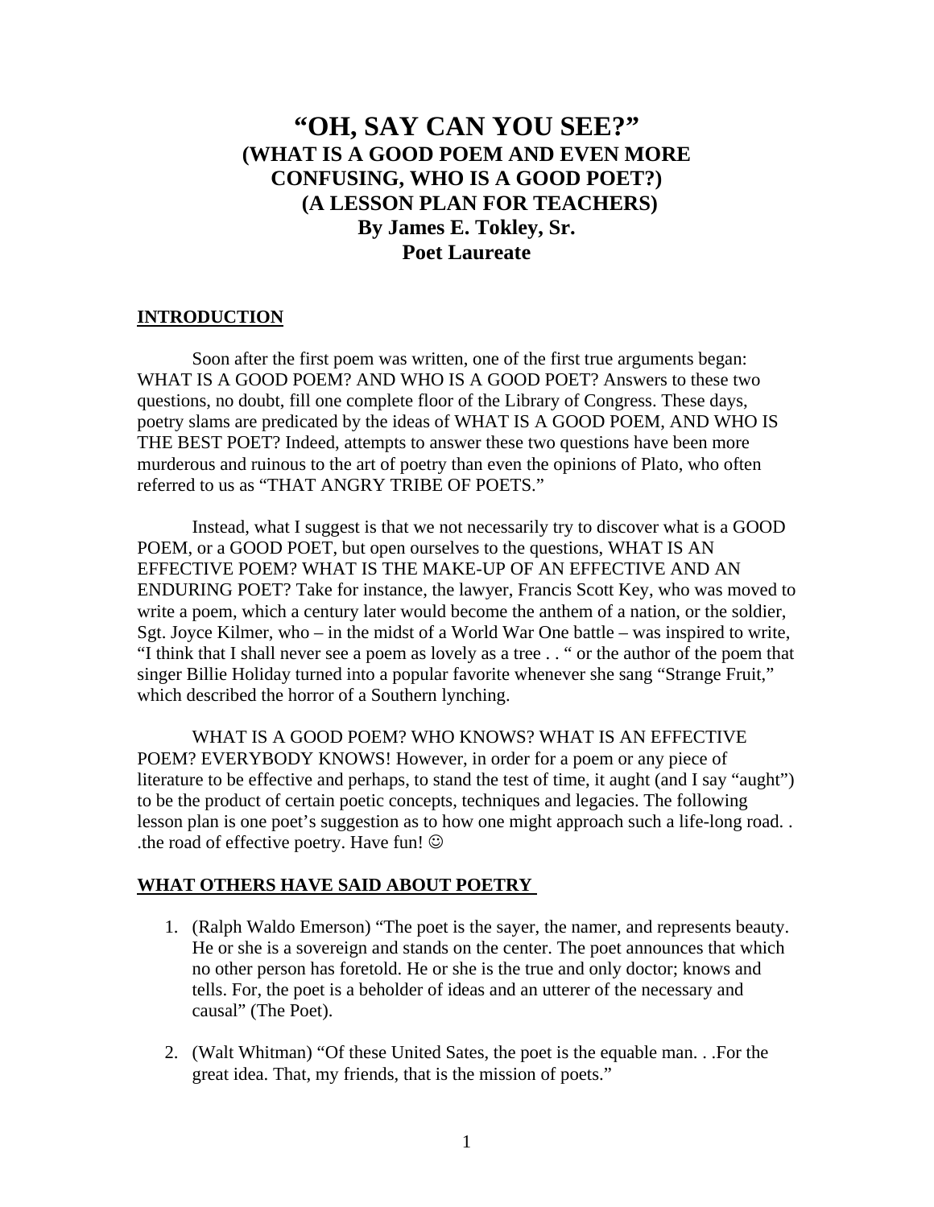# "OH, SAY CAN YOU SEE?"
## (WHAT IS A GOOD POEM AND EVEN MORE CONFUSING, WHO IS A GOOD POET?)
## (A LESSON PLAN FOR TEACHERS)
### By James E. Tokley, Sr.
### Poet Laureate

**INTRODUCTION**

Soon after the first poem was written, one of the first true arguments began: WHAT IS A GOOD POEM? AND WHO IS A GOOD POET? Answers to these two questions, no doubt, fill one complete floor of the Library of Congress. These days, poetry slams are predicated by the ideas of WHAT IS A GOOD POEM, AND WHO IS THE BEST POET? Indeed, attempts to answer these two questions have been more murderous and ruinous to the art of poetry than even the opinions of Plato, who often referred to us as "THAT ANGRY TRIBE OF POETS."

Instead, what I suggest is that we not necessarily try to discover what is a GOOD POEM, or a GOOD POET, but open ourselves to the questions, WHAT IS AN EFFECTIVE POEM? WHAT IS THE MAKE-UP OF AN EFFECTIVE AND AN ENDURING POET? Take for instance, the lawyer, Francis Scott Key, who was moved to write a poem, which a century later would become the anthem of a nation, or the soldier, Sgt. Joyce Kilmer, who – in the midst of a World War One battle – was inspired to write, "I think that I shall never see a poem as lovely as a tree . . " or the author of the poem that singer Billie Holiday turned into a popular favorite whenever she sang "Strange Fruit," which described the horror of a Southern lynching.

WHAT IS A GOOD POEM? WHO KNOWS? WHAT IS AN EFFECTIVE POEM? EVERYBODY KNOWS! However, in order for a poem or any piece of literature to be effective and perhaps, to stand the test of time, it aught (and I say "aught") to be the product of certain poetic concepts, techniques and legacies. The following lesson plan is one poet's suggestion as to how one might approach such a life-long road. . .the road of effective poetry. Have fun! ☺

**WHAT OTHERS HAVE SAID ABOUT POETRY**

1. (Ralph Waldo Emerson) "The poet is the sayer, the namer, and represents beauty. He or she is a sovereign and stands on the center. The poet announces that which no other person has foretold. He or she is the true and only doctor; knows and tells. For, the poet is a beholder of ideas and an utterer of the necessary and causal" (The Poet).

2. (Walt Whitman) "Of these United Sates, the poet is the equable man. . .For the great idea. That, my friends, that is the mission of poets."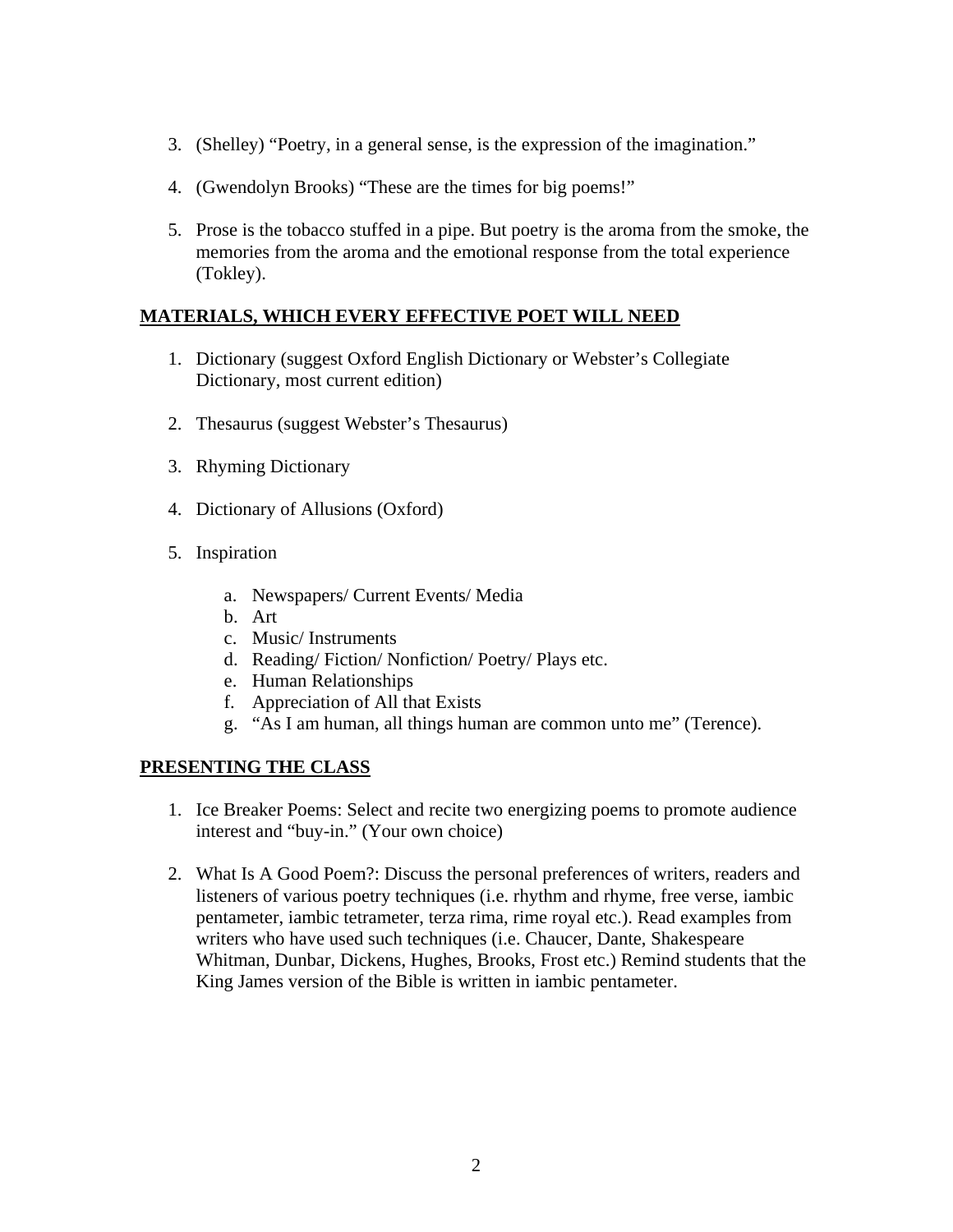3. (Shelley) “Poetry, in a general sense, is the expression of the imagination.”

4. (Gwendolyn Brooks) “These are the times for big poems!”

5. Prose is the tobacco stuffed in a pipe. But poetry is the aroma from the smoke, the memories from the aroma and the emotional response from the total experience (Tokley).

**<u>MATERIALS, WHICH EVERY EFFECTIVE POET WILL NEED</u>**

1. Dictionary (suggest Oxford English Dictionary or Webster’s Collegiate Dictionary, most current edition)

2. Thesaurus (suggest Webster’s Thesaurus)

3. Rhyming Dictionary

4. Dictionary of Allusions (Oxford)

5. Inspiration

    a. Newspapers/ Current Events/ Media
    b. Art
    c. Music/ Instruments
    d. Reading/ Fiction/ Nonfiction/ Poetry/ Plays etc.
    e. Human Relationships
    f. Appreciation of All that Exists
    g. “As I am human, all things human are common unto me” (Terence).

**<u>PRESENTING THE CLASS</u>**

1. Ice Breaker Poems: Select and recite two energizing poems to promote audience interest and “buy-in.” (Your own choice)

2. What Is A Good Poem?: Discuss the personal preferences of writers, readers and listeners of various poetry techniques (i.e. rhythm and rhyme, free verse, iambic pentameter, iambic tetrameter, terza rima, rime royal etc.). Read examples from writers who have used such techniques (i.e. Chaucer, Dante, Shakespeare Whitman, Dunbar, Dickens, Hughes, Brooks, Frost etc.) Remind students that the King James version of the Bible is written in iambic pentameter.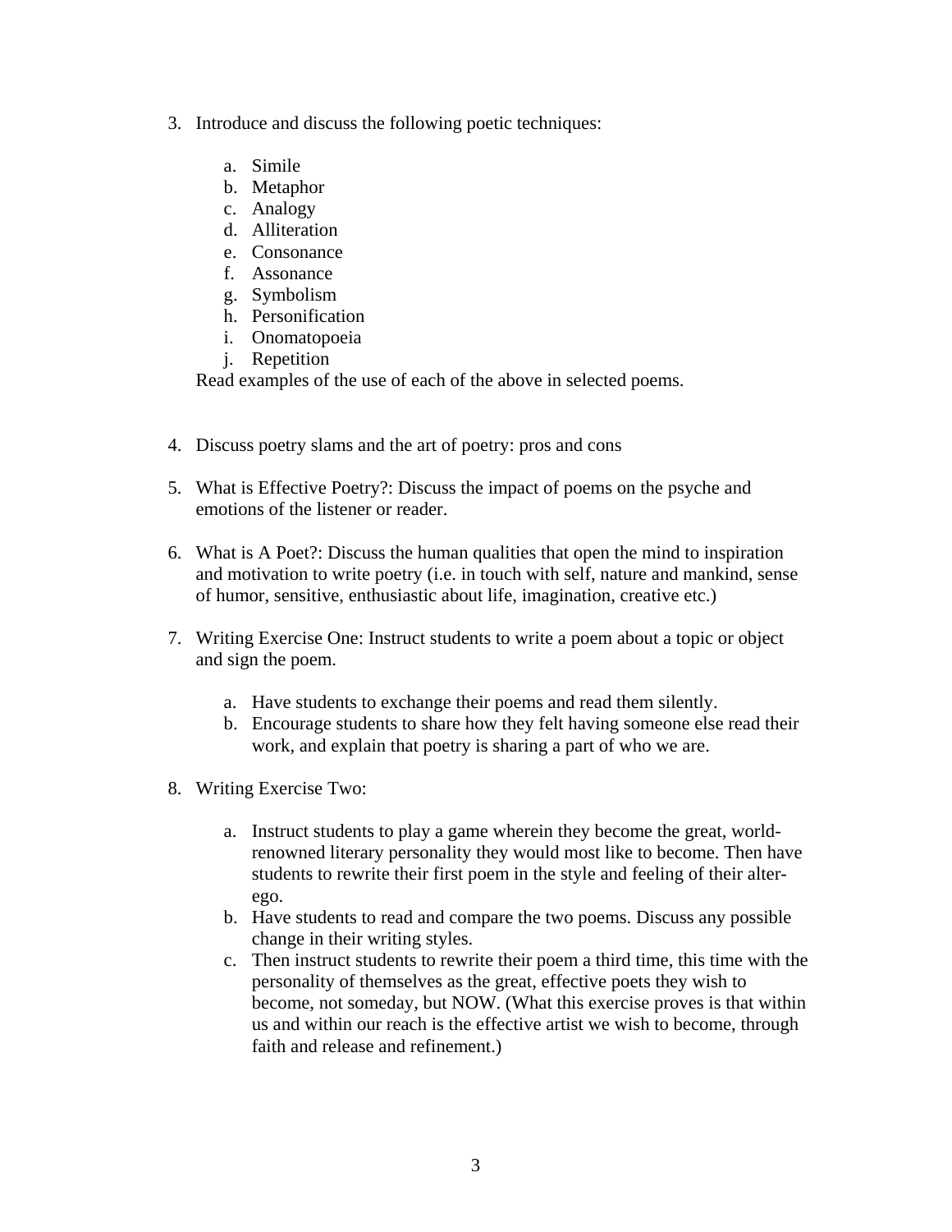3. Introduce and discuss the following poetic techniques:

    a. Simile
    b. Metaphor
    c. Analogy
    d. Alliteration
    e. Consonance
    f. Assonance
    g. Symbolism
    h. Personification
    i. Onomatopoeia
    j. Repetition

    Read examples of the use of each of the above in selected poems.

4. Discuss poetry slams and the art of poetry: pros and cons

5. What is Effective Poetry?: Discuss the impact of poems on the psyche and emotions of the listener or reader.

6. What is A Poet?: Discuss the human qualities that open the mind to inspiration and motivation to write poetry (i.e. in touch with self, nature and mankind, sense of humor, sensitive, enthusiastic about life, imagination, creative etc.)

7. Writing Exercise One: Instruct students to write a poem about a topic or object and sign the poem.

    a. Have students to exchange their poems and read them silently.
    b. Encourage students to share how they felt having someone else read their work, and explain that poetry is sharing a part of who we are.

8. Writing Exercise Two:

    a. Instruct students to play a game wherein they become the great, world-renowned literary personality they would most like to become. Then have students to rewrite their first poem in the style and feeling of their alter-ego.
    b. Have students to read and compare the two poems. Discuss any possible change in their writing styles.
    c. Then instruct students to rewrite their poem a third time, this time with the personality of themselves as the great, effective poets they wish to become, not someday, but NOW. (What this exercise proves is that within us and within our reach is the effective artist we wish to become, through faith and release and refinement.)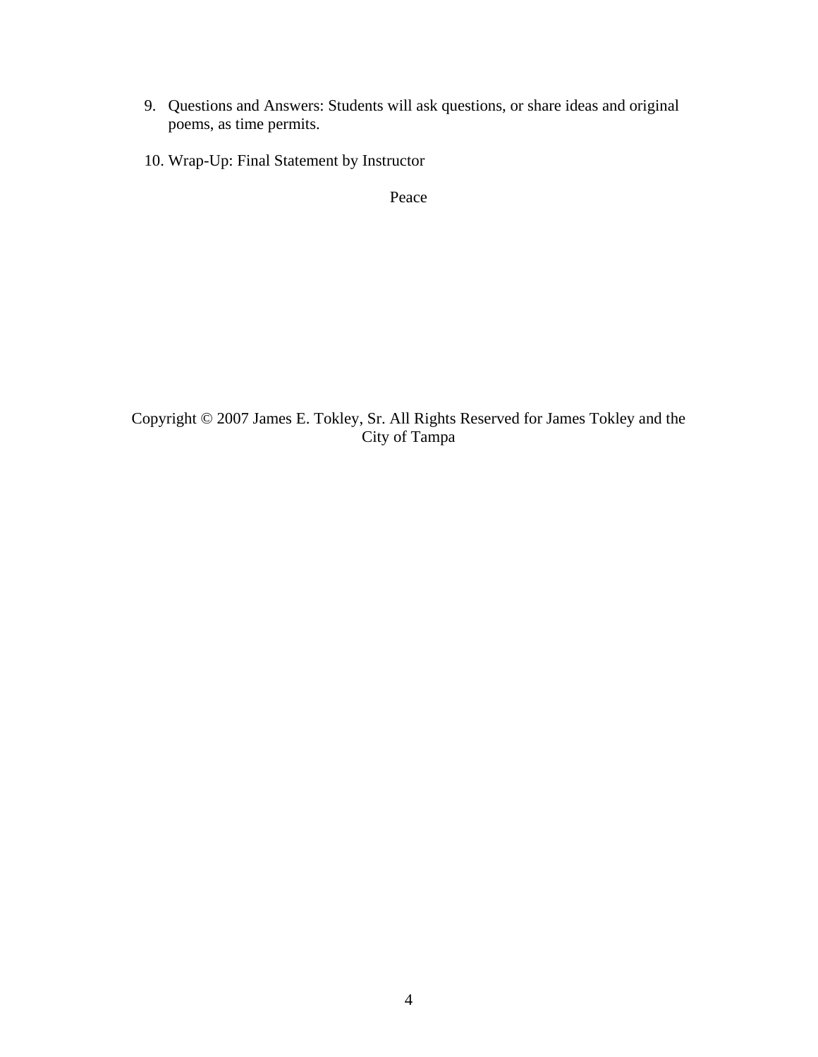9. Questions and Answers: Students will ask questions, or share ideas and original poems, as time permits.

10. Wrap-Up: Final Statement by Instructor

Peace

Copyright © 2007 James E. Tokley, Sr. All Rights Reserved for James Tokley and the City of Tampa